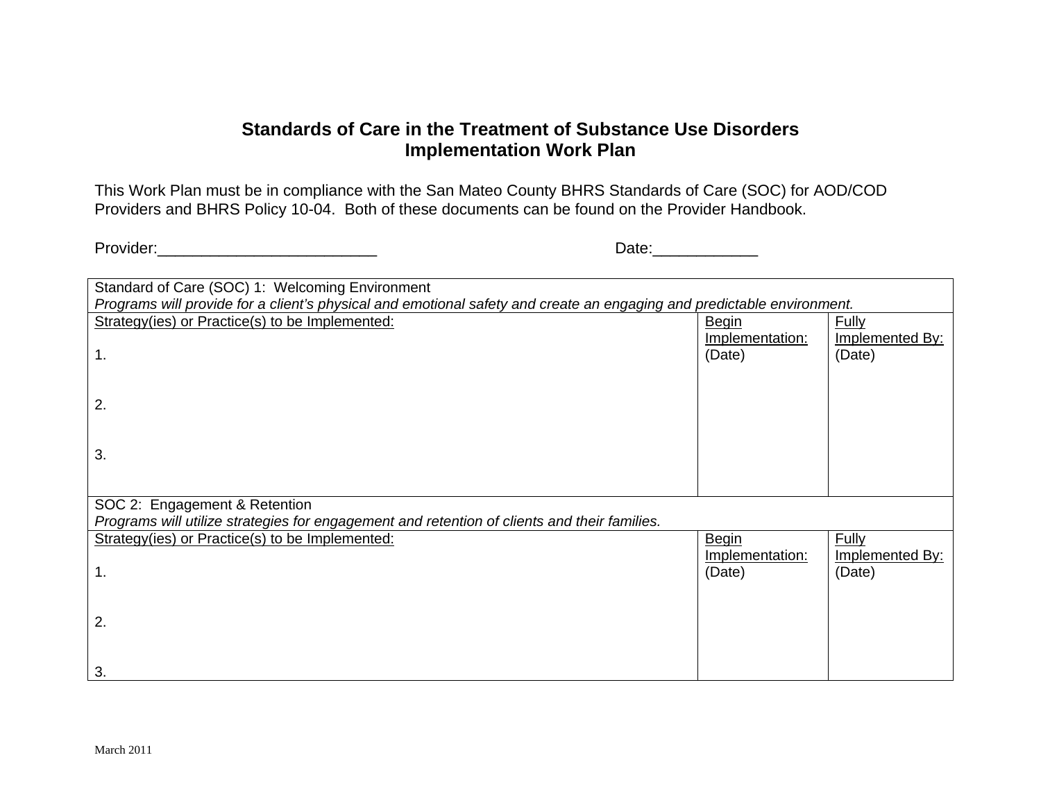# Standards of Care in the Treatment of Substance Use Disorders
# Implementation Work Plan

This Work Plan must be in compliance with the San Mateo County BHRS Standards of Care (SOC) for AOD/COD Providers and BHRS Policy 10-04. Both of these documents can be found on the Provider Handbook.

Provider:_________________________ Date:____________

| Standard of Care (SOC) 1: Welcoming Environment<br>*Programs will provide for a client's physical and emotional safety and create an engaging and predictable environment.* | | |
|---|---|---|
| Strategy(ies) or Practice(s) to be Implemented:<br><br>1.<br><br>2.<br><br>3. | Begin Implementation:<br>(Date) | Fully Implemented By:<br>(Date) |
| SOC 2: Engagement & Retention<br>*Programs will utilize strategies for engagement and retention of clients and their families.* | | |
| Strategy(ies) or Practice(s) to be Implemented:<br><br>1.<br><br>2.<br><br>3. | Begin Implementation:<br>(Date) | Fully Implemented By:<br>(Date) |

March 2011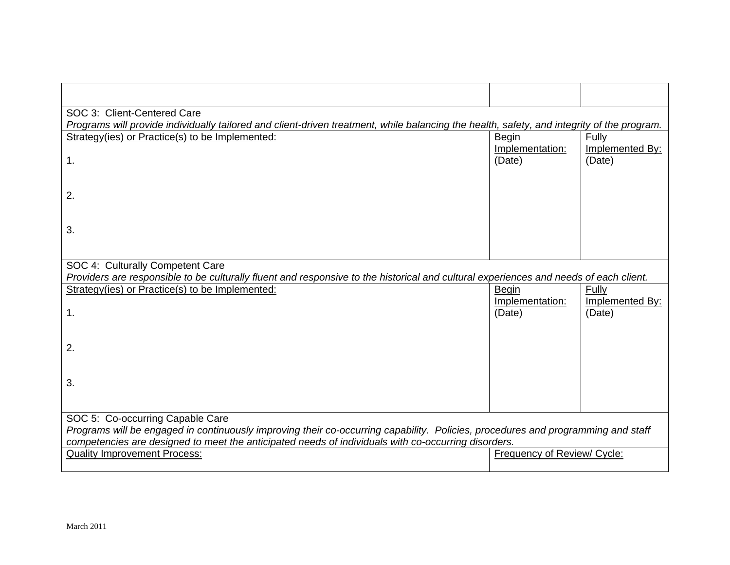| | | |
|---|---|---|
| SOC 3: Client-Centered Care<br>*Programs will provide individually tailored and client-driven treatment, while balancing the health, safety, and integrity of the program.* | | |
| Strategy(ies) or Practice(s) to be Implemented:<br><br>1.<br><br>2.<br><br>3. | Begin Implementation: (Date) | Fully Implemented By: (Date) |
| SOC 4: Culturally Competent Care<br>*Providers are responsible to be culturally fluent and responsive to the historical and cultural experiences and needs of each client.* | | |
| Strategy(ies) or Practice(s) to be Implemented:<br><br>1.<br><br>2.<br><br>3. | Begin Implementation: (Date) | Fully Implemented By: (Date) |
| SOC 5: Co-occurring Capable Care<br>*Programs will be engaged in continuously improving their co-occurring capability. Policies, procedures and programming and staff competencies are designed to meet the anticipated needs of individuals with co-occurring disorders.* | | |
| Quality Improvement Process: | Frequency of Review/ Cycle: | |

March 2011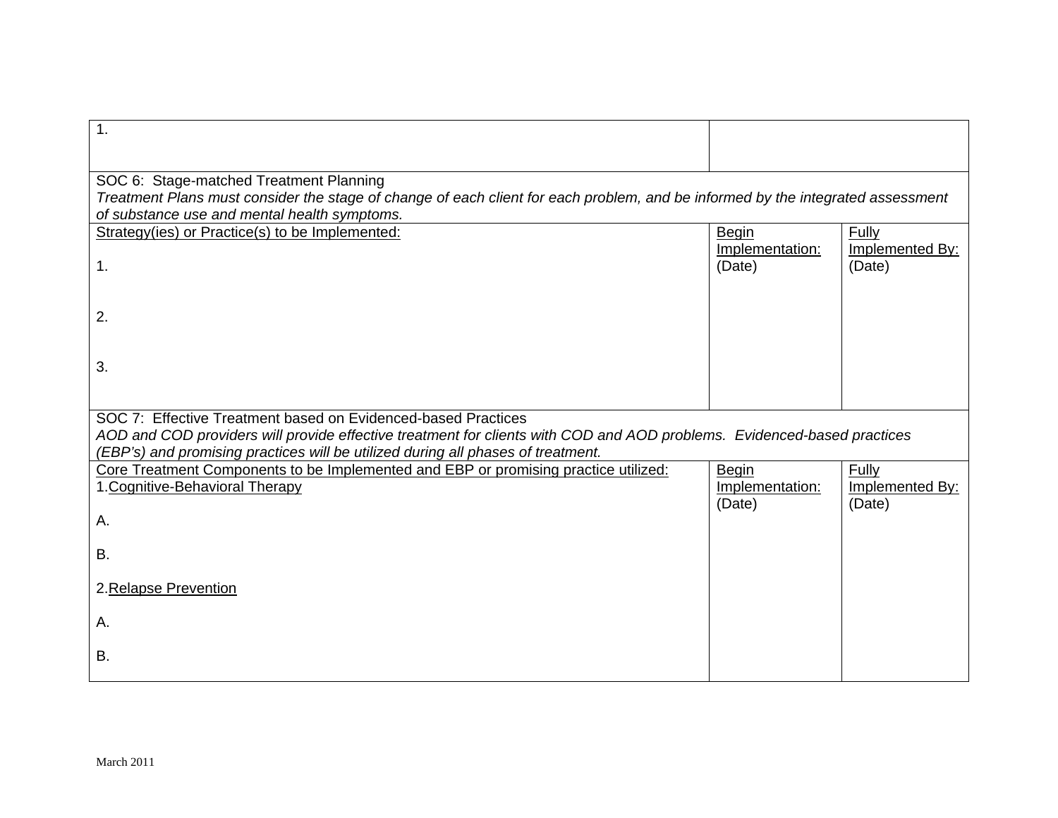| 1. | | |
|---|---|---|
| SOC 6: Stage-matched Treatment Planning<br>*Treatment Plans must consider the stage of change of each client for each problem, and be informed by the integrated assessment of substance use and mental health symptoms.* | | |
| Strategy(ies) or Practice(s) to be Implemented:<br><br>1.<br><br>2.<br><br>3. | Begin Implementation: (Date) | Fully Implemented By: (Date) |
| SOC 7: Effective Treatment based on Evidenced-based Practices<br>*AOD and COD providers will provide effective treatment for clients with COD and AOD problems. Evidenced-based practices (EBP's) and promising practices will be utilized during all phases of treatment.* | | |
| Core Treatment Components to be Implemented and EBP or promising practice utilized:<br>1.Cognitive-Behavioral Therapy<br><br>A.<br><br>B.<br><br>2.Relapse Prevention<br><br>A.<br><br>B. | Begin Implementation: (Date) | Fully Implemented By: (Date) |

March 2011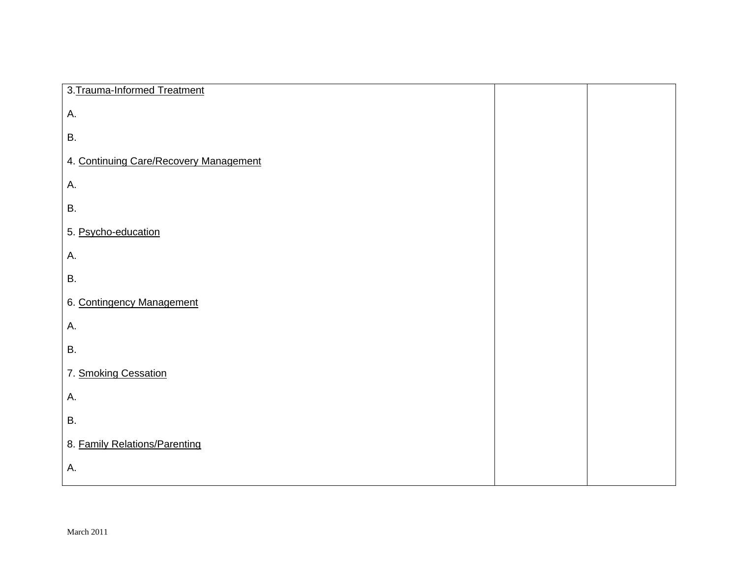| | | |
|---|---|---|
| 3. <u>Trauma-Informed Treatment</u><br><br>A.<br><br>B.<br><br>4. <u>Continuing Care/Recovery Management</u><br><br>A.<br><br>B.<br><br>5. <u>Psycho-education</u><br><br>A.<br><br>B.<br><br>6. <u>Contingency Management</u><br><br>A.<br><br>B.<br><br>7. <u>Smoking Cessation</u><br><br>A.<br><br>B.<br><br>8. <u>Family Relations/Parenting</u><br><br>A. | | |

March 2011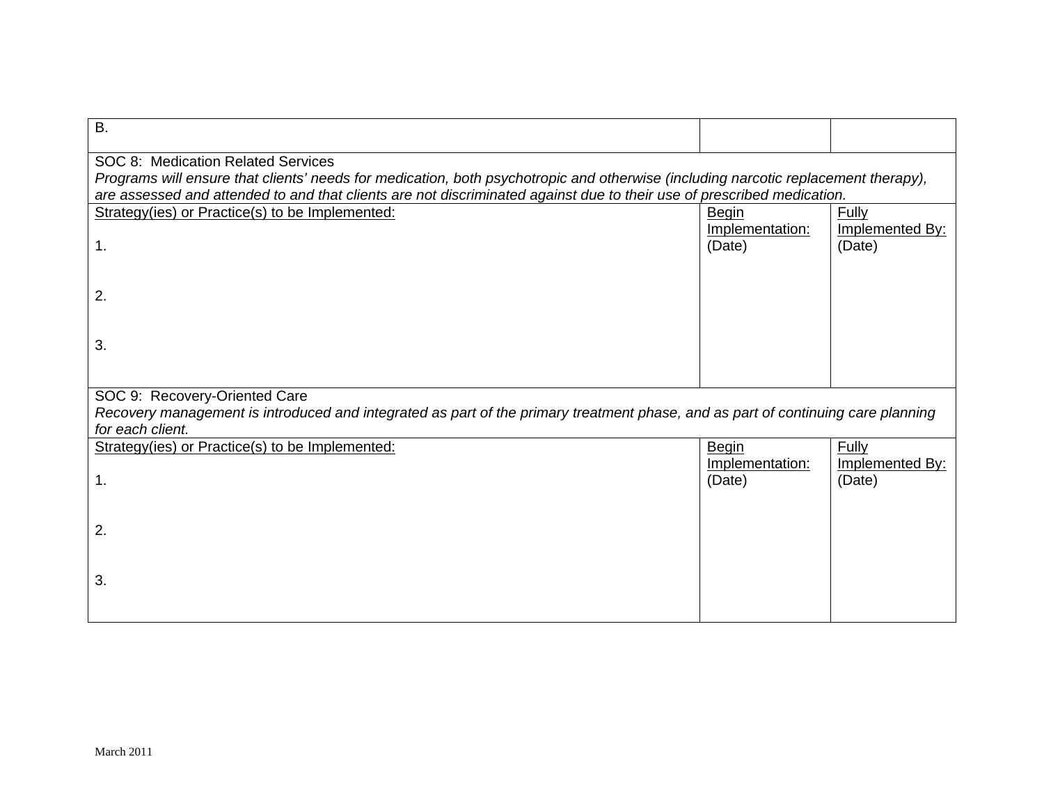| | | |
|---|---|---|
| B. | | |
| SOC 8: Medication Related Services<br>*Programs will ensure that clients' needs for medication, both psychotropic and otherwise (including narcotic replacement therapy), are assessed and attended to and that clients are not discriminated against due to their use of prescribed medication.* | | |
| Strategy(ies) or Practice(s) to be Implemented:<br><br>1.<br><br>2.<br><br>3. | Begin Implementation: (Date) | Fully Implemented By: (Date) |
| SOC 9: Recovery-Oriented Care<br>*Recovery management is introduced and integrated as part of the primary treatment phase, and as part of continuing care planning for each client.* | | |
| Strategy(ies) or Practice(s) to be Implemented:<br><br>1.<br><br>2.<br><br>3. | Begin Implementation: (Date) | Fully Implemented By: (Date) |

March 2011